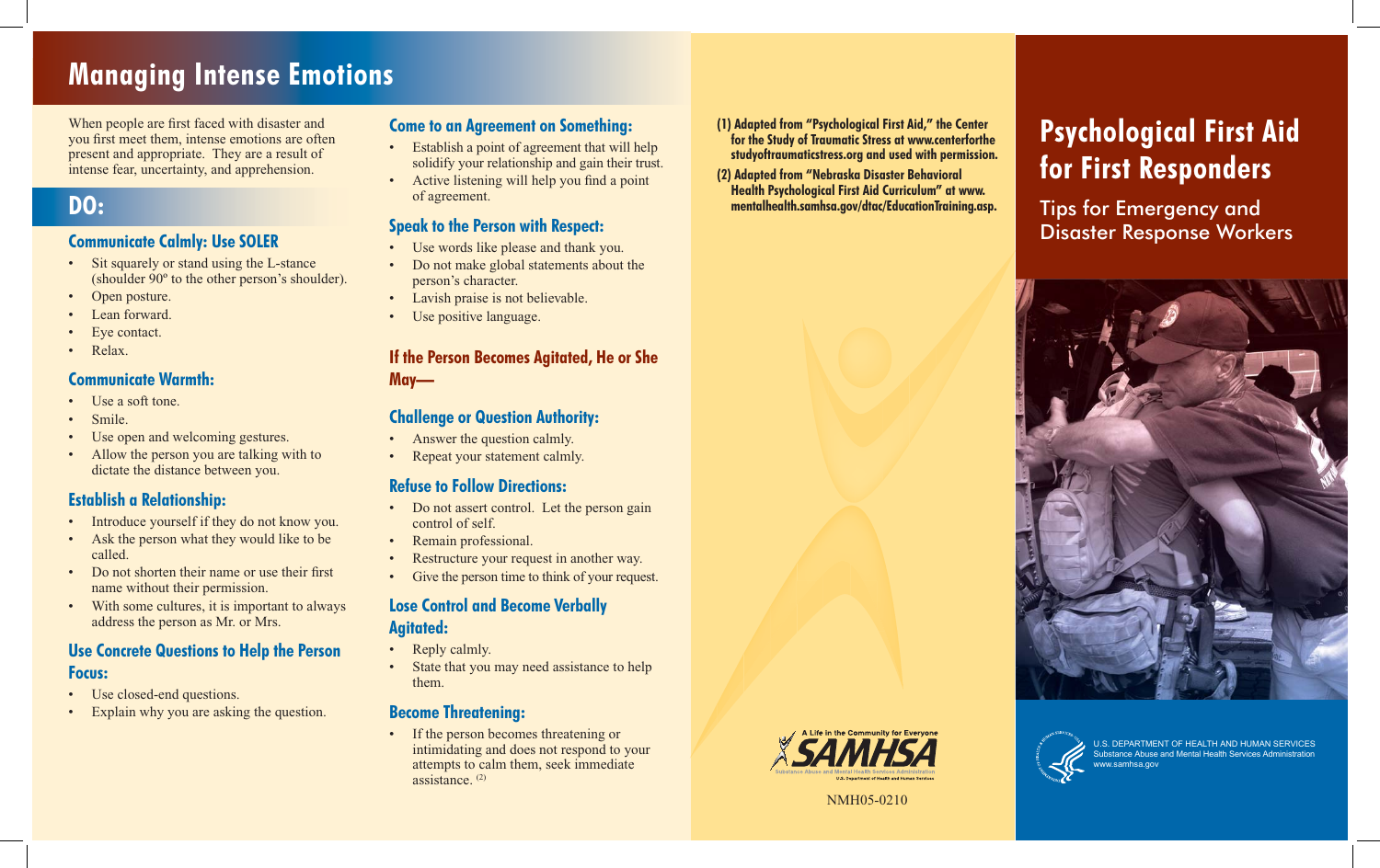# Managing Intense Emotions

When people are first faced with disaster and you first meet them, intense emotions are often present and appropriate. They are a result of intense fear, uncertainty, and apprehension.

## DO:

### Communicate Calmly: Use SOLER

- Sit squarely or stand using the L-stance (shoulder 90º to the other person's shoulder).
- Open posture.
- Lean forward.
- Eye contact.
- Relax.

### Communicate Warmth:

- Use a soft tone.
- Smile.
- Use open and welcoming gestures.
- Allow the person you are talking with to dictate the distance between you.

### Establish a Relationship:

- Introduce yourself if they do not know you.
- Ask the person what they would like to be called.
- Do not shorten their name or use their first name without their permission.
- With some cultures, it is important to always address the person as Mr. or Mrs.

### Use Concrete Questions to Help the Person Focus:

- Use closed-end questions.
- Explain why you are asking the question.

### Come to an Agreement on Something:

- Establish a point of agreement that will help solidify your relationship and gain their trust.
- Active listening will help you find a point of agreement.

### Speak to the Person with Respect:

- Use words like please and thank you.
- Do not make global statements about the person's character.
- Lavish praise is not believable.
- Use positive language.

### If the Person Becomes Agitated, He or She May—

### Challenge or Question Authority:

- Answer the question calmly.
- Repeat your statement calmly.

### Refuse to Follow Directions:

- Do not assert control. Let the person gain control of self.
- Remain professional.
- Restructure your request in another way.
- Give the person time to think of your request.

### Lose Control and Become Verbally Agitated:

- Reply calmly.
- State that you may need assistance to help them.

### Become Threatening:

- If the person becomes threatening or intimidating and does not respond to your attempts to calm them, seek immediate assistance. [2]

**(1) Adapted from "Psychological First Aid," the Center for the Study of Traumatic Stress at www.centerforthestudyoftraumaticstress.org and used with permission.**

**(2) Adapted from "Nebraska Disaster Behavioral Health Psychological First Aid Curriculum" at www.mentalhealth.samhsa.gov/dtac/EducationTraining.asp.**

A Life in the Community for Everyone
SAMHSA
Substance Abuse and Mental Health Services Administration
U.S. Department of Health and Human Services

NMH05-0210

# Psychological First Aid for First Responders

## Tips for Emergency and Disaster Response Workers

U.S. DEPARTMENT OF HEALTH AND HUMAN SERVICES
Substance Abuse and Mental Health Services Administration
www.samhsa.gov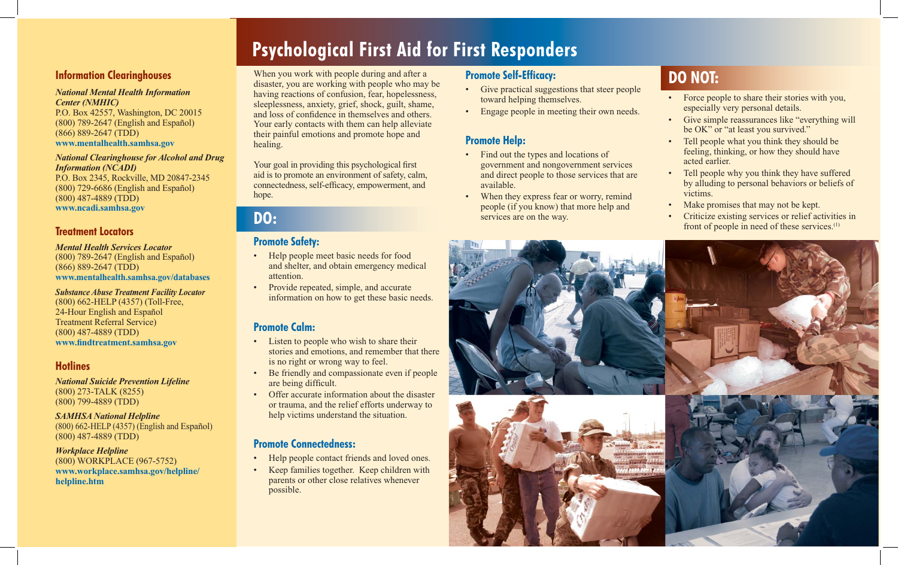## Information Clearinghouses

***National Mental Health Information Center (NMHIC)***
P.O. Box 42557, Washington, DC 20015
(800) 789-2647 (English and Español)
(866) 889-2647 (TDD)
**www.mentalhealth.samhsa.gov**

***National Clearinghouse for Alcohol and Drug Information (NCADI)***
P.O. Box 2345, Rockville, MD 20847-2345
(800) 729-6686 (English and Español)
(800) 487-4889 (TDD)
**www.ncadi.samhsa.gov**

## Treatment Locators

***Mental Health Services Locator***
(800) 789-2647 (English and Español)
(866) 889-2647 (TDD)
**www.mentalhealth.samhsa.gov/databases**

***Substance Abuse Treatment Facility Locator***
(800) 662-HELP (4357) (Toll-Free, 24-Hour English and Español Treatment Referral Service)
(800) 487-4889 (TDD)
**www.findtreatment.samhsa.gov**

## Hotlines

***National Suicide Prevention Lifeline***
(800) 273-TALK (8255)
(800) 799-4889 (TDD)

***SAMHSA National Helpline***
(800) 662-HELP (4357) (English and Español)
(800) 487-4889 (TDD)

***Workplace Helpline***
(800) WORKPLACE (967-5752)
**www.workplace.samhsa.gov/helpline/helpline.htm**

# Psychological First Aid for First Responders

When you work with people during and after a disaster, you are working with people who may be having reactions of confusion, fear, hopelessness, sleeplessness, anxiety, grief, shock, guilt, shame, and loss of confidence in themselves and others. Your early contacts with them can help alleviate their painful emotions and promote hope and healing.

Your goal in providing this psychological first aid is to promote an environment of safety, calm, connectedness, self-efficacy, empowerment, and hope.

## DO:

### Promote Safety:

- Help people meet basic needs for food and shelter, and obtain emergency medical attention.
- Provide repeated, simple, and accurate information on how to get these basic needs.

### Promote Calm:

- Listen to people who wish to share their stories and emotions, and remember that there is no right or wrong way to feel.
- Be friendly and compassionate even if people are being difficult.
- Offer accurate information about the disaster or trauma, and the relief efforts underway to help victims understand the situation.

### Promote Connectedness:

- Help people contact friends and loved ones.
- Keep families together. Keep children with parents or other close relatives whenever possible.

### Promote Self-Efficacy:

- Give practical suggestions that steer people toward helping themselves.
- Engage people in meeting their own needs.

### Promote Help:

- Find out the types and locations of government and nongovernment services and direct people to those services that are available.
- When they express fear or worry, remind people (if you know) that more help and services are on the way.

## DO NOT:

- Force people to share their stories with you, especially very personal details.
- Give simple reassurances like "everything will be OK" or "at least you survived."
- Tell people what you think they should be feeling, thinking, or how they should have acted earlier.
- Tell people why you think they have suffered by alluding to personal behaviors or beliefs of victims.
- Make promises that may not be kept.
- Criticize existing services or relief activities in front of people in need of these services.[1]